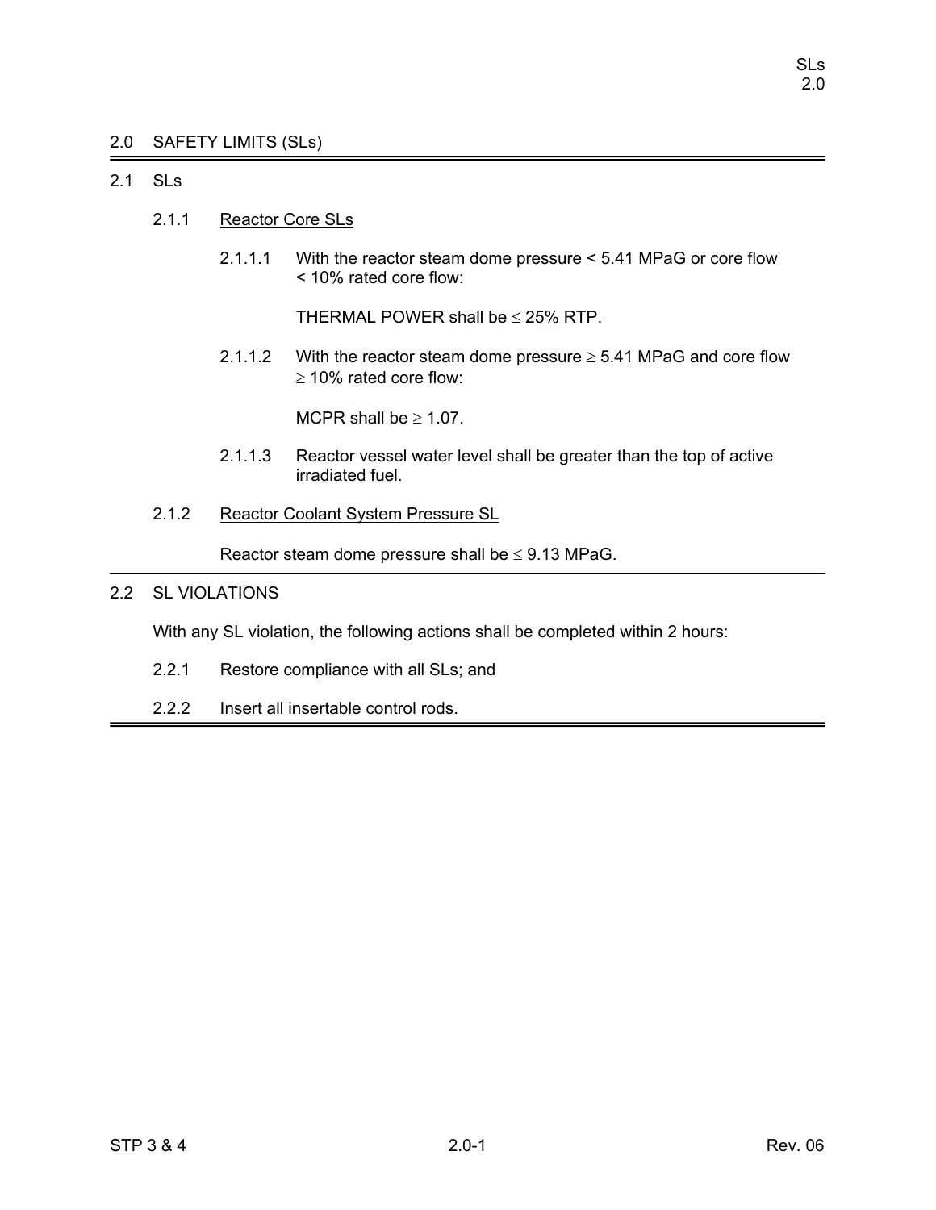# 2.0 SAFETY LIMITS (SLs)

## 2.1 SLs

### 2.1.1 Reactor Core SLs

2.1.1.1 With the reactor steam dome pressure < 5.41 MPaG or core flow < 10% rated core flow:

THERMAL POWER shall be ≤ 25% RTP.

2.1.1.2 With the reactor steam dome pressure ≥ 5.41 MPaG and core flow ≥ 10% rated core flow:

MCPR shall be ≥ 1.07.

2.1.1.3 Reactor vessel water level shall be greater than the top of active irradiated fuel.

### 2.1.2 Reactor Coolant System Pressure SL

Reactor steam dome pressure shall be ≤ 9.13 MPaG.

## 2.2 SL VIOLATIONS

With any SL violation, the following actions shall be completed within 2 hours:

2.2.1 Restore compliance with all SLs; and

2.2.2 Insert all insertable control rods.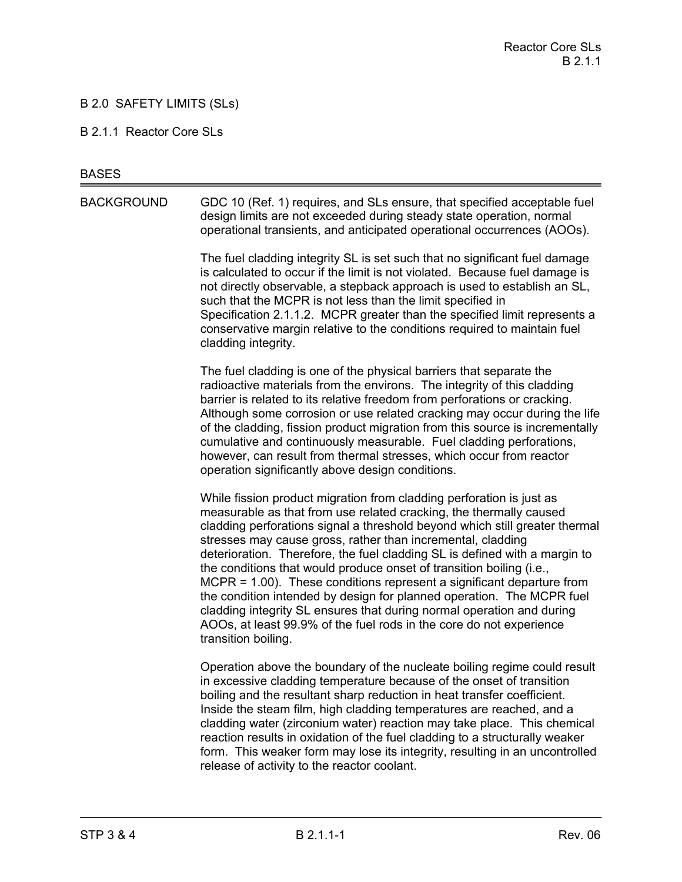# B 2.0 SAFETY LIMITS (SLs)

## B 2.1.1 Reactor Core SLs

BASES

### BACKGROUND

GDC 10 (Ref. 1) requires, and SLs ensure, that specified acceptable fuel design limits are not exceeded during steady state operation, normal operational transients, and anticipated operational occurrences (AOOs).

The fuel cladding integrity SL is set such that no significant fuel damage is calculated to occur if the limit is not violated. Because fuel damage is not directly observable, a stepback approach is used to establish an SL, such that the MCPR is not less than the limit specified in Specification 2.1.1.2. MCPR greater than the specified limit represents a conservative margin relative to the conditions required to maintain fuel cladding integrity.

The fuel cladding is one of the physical barriers that separate the radioactive materials from the environs. The integrity of this cladding barrier is related to its relative freedom from perforations or cracking. Although some corrosion or use related cracking may occur during the life of the cladding, fission product migration from this source is incrementally cumulative and continuously measurable. Fuel cladding perforations, however, can result from thermal stresses, which occur from reactor operation significantly above design conditions.

While fission product migration from cladding perforation is just as measurable as that from use related cracking, the thermally caused cladding perforations signal a threshold beyond which still greater thermal stresses may cause gross, rather than incremental, cladding deterioration. Therefore, the fuel cladding SL is defined with a margin to the conditions that would produce onset of transition boiling (i.e., MCPR = 1.00). These conditions represent a significant departure from the condition intended by design for planned operation. The MCPR fuel cladding integrity SL ensures that during normal operation and during AOOs, at least 99.9% of the fuel rods in the core do not experience transition boiling.

Operation above the boundary of the nucleate boiling regime could result in excessive cladding temperature because of the onset of transition boiling and the resultant sharp reduction in heat transfer coefficient. Inside the steam film, high cladding temperatures are reached, and a cladding water (zirconium water) reaction may take place. This chemical reaction results in oxidation of the fuel cladding to a structurally weaker form. This weaker form may lose its integrity, resulting in an uncontrolled release of activity to the reactor coolant.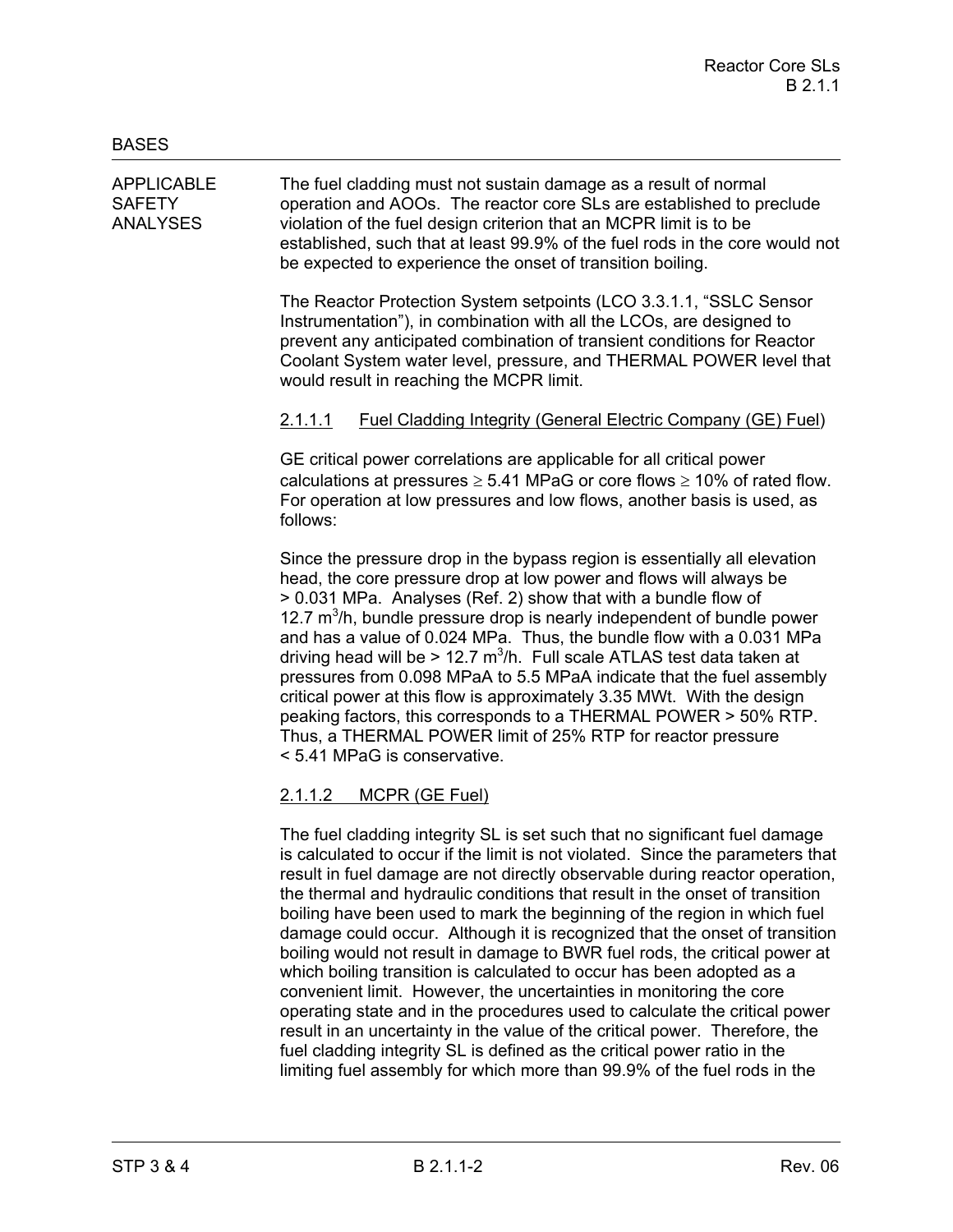BASES

APPLICABLE SAFETY ANALYSES

The fuel cladding must not sustain damage as a result of normal operation and AOOs. The reactor core SLs are established to preclude violation of the fuel design criterion that an MCPR limit is to be established, such that at least 99.9% of the fuel rods in the core would not be expected to experience the onset of transition boiling.

The Reactor Protection System setpoints (LCO 3.3.1.1, "SSLC Sensor Instrumentation"), in combination with all the LCOs, are designed to prevent any anticipated combination of transient conditions for Reactor Coolant System water level, pressure, and THERMAL POWER level that would result in reaching the MCPR limit.

2.1.1.1 Fuel Cladding Integrity (General Electric Company (GE) Fuel)

GE critical power correlations are applicable for all critical power calculations at pressures ≥ 5.41 MPaG or core flows ≥ 10% of rated flow. For operation at low pressures and low flows, another basis is used, as follows:

Since the pressure drop in the bypass region is essentially all elevation head, the core pressure drop at low power and flows will always be > 0.031 MPa. Analyses (Ref. 2) show that with a bundle flow of 12.7 $m^3$/h, bundle pressure drop is nearly independent of bundle power and has a value of 0.024 MPa. Thus, the bundle flow with a 0.031 MPa driving head will be > 12.7 $m^3$/h. Full scale ATLAS test data taken at pressures from 0.098 MPaA to 5.5 MPaA indicate that the fuel assembly critical power at this flow is approximately 3.35 MWt. With the design peaking factors, this corresponds to a THERMAL POWER > 50% RTP. Thus, a THERMAL POWER limit of 25% RTP for reactor pressure < 5.41 MPaG is conservative.

2.1.1.2 MCPR (GE Fuel)

The fuel cladding integrity SL is set such that no significant fuel damage is calculated to occur if the limit is not violated. Since the parameters that result in fuel damage are not directly observable during reactor operation, the thermal and hydraulic conditions that result in the onset of transition boiling have been used to mark the beginning of the region in which fuel damage could occur. Although it is recognized that the onset of transition boiling would not result in damage to BWR fuel rods, the critical power at which boiling transition is calculated to occur has been adopted as a convenient limit. However, the uncertainties in monitoring the core operating state and in the procedures used to calculate the critical power result in an uncertainty in the value of the critical power. Therefore, the fuel cladding integrity SL is defined as the critical power ratio in the limiting fuel assembly for which more than 99.9% of the fuel rods in the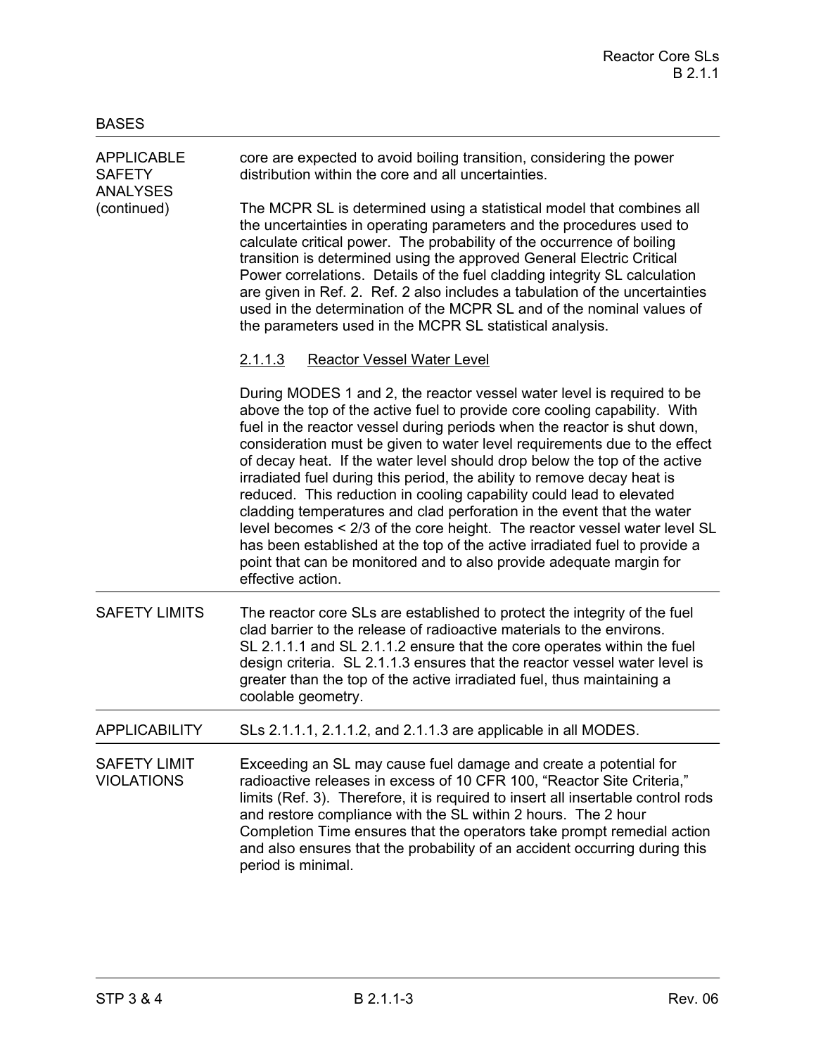BASES

**APPLICABLE SAFETY ANALYSES (continued)**

core are expected to avoid boiling transition, considering the power distribution within the core and all uncertainties.

The MCPR SL is determined using a statistical model that combines all the uncertainties in operating parameters and the procedures used to calculate critical power. The probability of the occurrence of boiling transition is determined using the approved General Electric Critical Power correlations. Details of the fuel cladding integrity SL calculation are given in Ref. 2. Ref. 2 also includes a tabulation of the uncertainties used in the determination of the MCPR SL and of the nominal values of the parameters used in the MCPR SL statistical analysis.

2.1.1.3 Reactor Vessel Water Level

During MODES 1 and 2, the reactor vessel water level is required to be above the top of the active fuel to provide core cooling capability. With fuel in the reactor vessel during periods when the reactor is shut down, consideration must be given to water level requirements due to the effect of decay heat. If the water level should drop below the top of the active irradiated fuel during this period, the ability to remove decay heat is reduced. This reduction in cooling capability could lead to elevated cladding temperatures and clad perforation in the event that the water level becomes < 2/3 of the core height. The reactor vessel water level SL has been established at the top of the active irradiated fuel to provide a point that can be monitored and to also provide adequate margin for effective action.

**SAFETY LIMITS**

The reactor core SLs are established to protect the integrity of the fuel clad barrier to the release of radioactive materials to the environs. SL 2.1.1.1 and SL 2.1.1.2 ensure that the core operates within the fuel design criteria. SL 2.1.1.3 ensures that the reactor vessel water level is greater than the top of the active irradiated fuel, thus maintaining a coolable geometry.

**APPLICABILITY**

SLs 2.1.1.1, 2.1.1.2, and 2.1.1.3 are applicable in all MODES.

**SAFETY LIMIT VIOLATIONS**

Exceeding an SL may cause fuel damage and create a potential for radioactive releases in excess of 10 CFR 100, "Reactor Site Criteria," limits (Ref. 3). Therefore, it is required to insert all insertable control rods and restore compliance with the SL within 2 hours. The 2 hour Completion Time ensures that the operators take prompt remedial action and also ensures that the probability of an accident occurring during this period is minimal.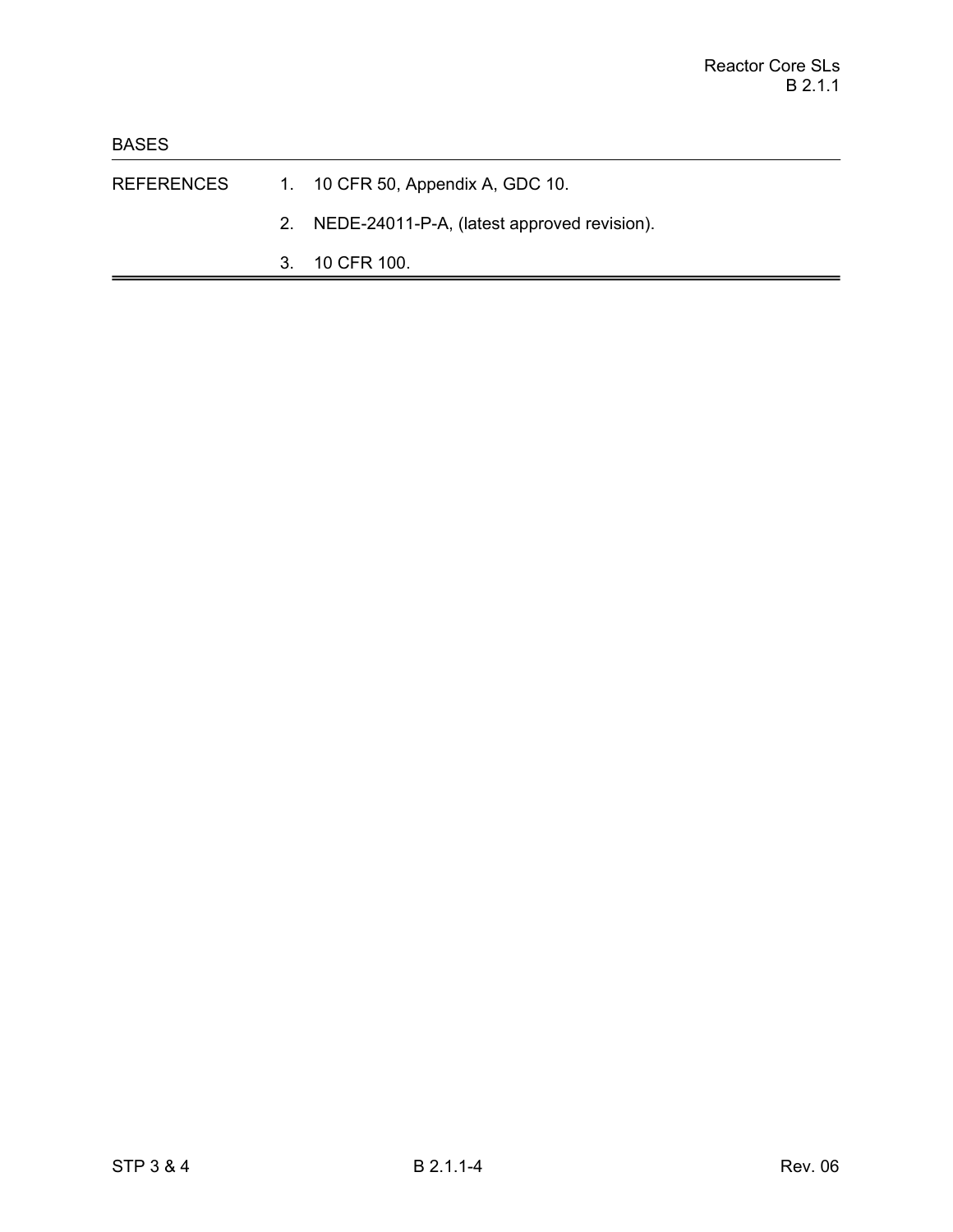BASES

REFERENCES

1. 10 CFR 50, Appendix A, GDC 10.
2. NEDE-24011-P-A, (latest approved revision).
3. 10 CFR 100.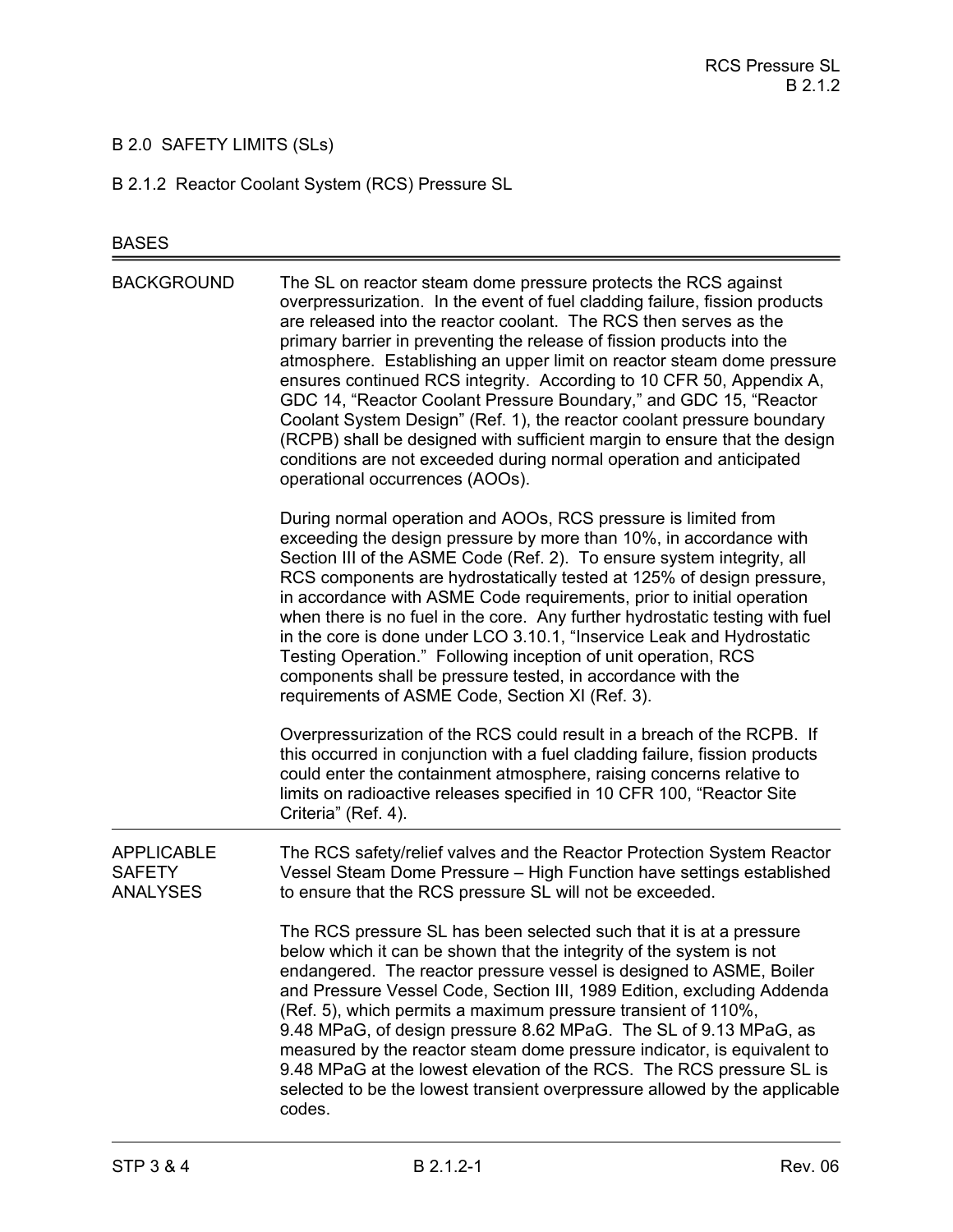# B 2.0 SAFETY LIMITS (SLs)

## B 2.1.2 Reactor Coolant System (RCS) Pressure SL

### BASES

#### BACKGROUND

The SL on reactor steam dome pressure protects the RCS against overpressurization. In the event of fuel cladding failure, fission products are released into the reactor coolant. The RCS then serves as the primary barrier in preventing the release of fission products into the atmosphere. Establishing an upper limit on reactor steam dome pressure ensures continued RCS integrity. According to 10 CFR 50, Appendix A, GDC 14, "Reactor Coolant Pressure Boundary," and GDC 15, "Reactor Coolant System Design" (Ref. 1), the reactor coolant pressure boundary (RCPB) shall be designed with sufficient margin to ensure that the design conditions are not exceeded during normal operation and anticipated operational occurrences (AOOs).

During normal operation and AOOs, RCS pressure is limited from exceeding the design pressure by more than 10%, in accordance with Section III of the ASME Code (Ref. 2). To ensure system integrity, all RCS components are hydrostatically tested at 125% of design pressure, in accordance with ASME Code requirements, prior to initial operation when there is no fuel in the core. Any further hydrostatic testing with fuel in the core is done under LCO 3.10.1, "Inservice Leak and Hydrostatic Testing Operation." Following inception of unit operation, RCS components shall be pressure tested, in accordance with the requirements of ASME Code, Section XI (Ref. 3).

Overpressurization of the RCS could result in a breach of the RCPB. If this occurred in conjunction with a fuel cladding failure, fission products could enter the containment atmosphere, raising concerns relative to limits on radioactive releases specified in 10 CFR 100, "Reactor Site Criteria" (Ref. 4).

#### APPLICABLE SAFETY ANALYSES

The RCS safety/relief valves and the Reactor Protection System Reactor Vessel Steam Dome Pressure – High Function have settings established to ensure that the RCS pressure SL will not be exceeded.

The RCS pressure SL has been selected such that it is at a pressure below which it can be shown that the integrity of the system is not endangered. The reactor pressure vessel is designed to ASME, Boiler and Pressure Vessel Code, Section III, 1989 Edition, excluding Addenda (Ref. 5), which permits a maximum pressure transient of 110%, 9.48 MPaG, of design pressure 8.62 MPaG. The SL of 9.13 MPaG, as measured by the reactor steam dome pressure indicator, is equivalent to 9.48 MPaG at the lowest elevation of the RCS. The RCS pressure SL is selected to be the lowest transient overpressure allowed by the applicable codes.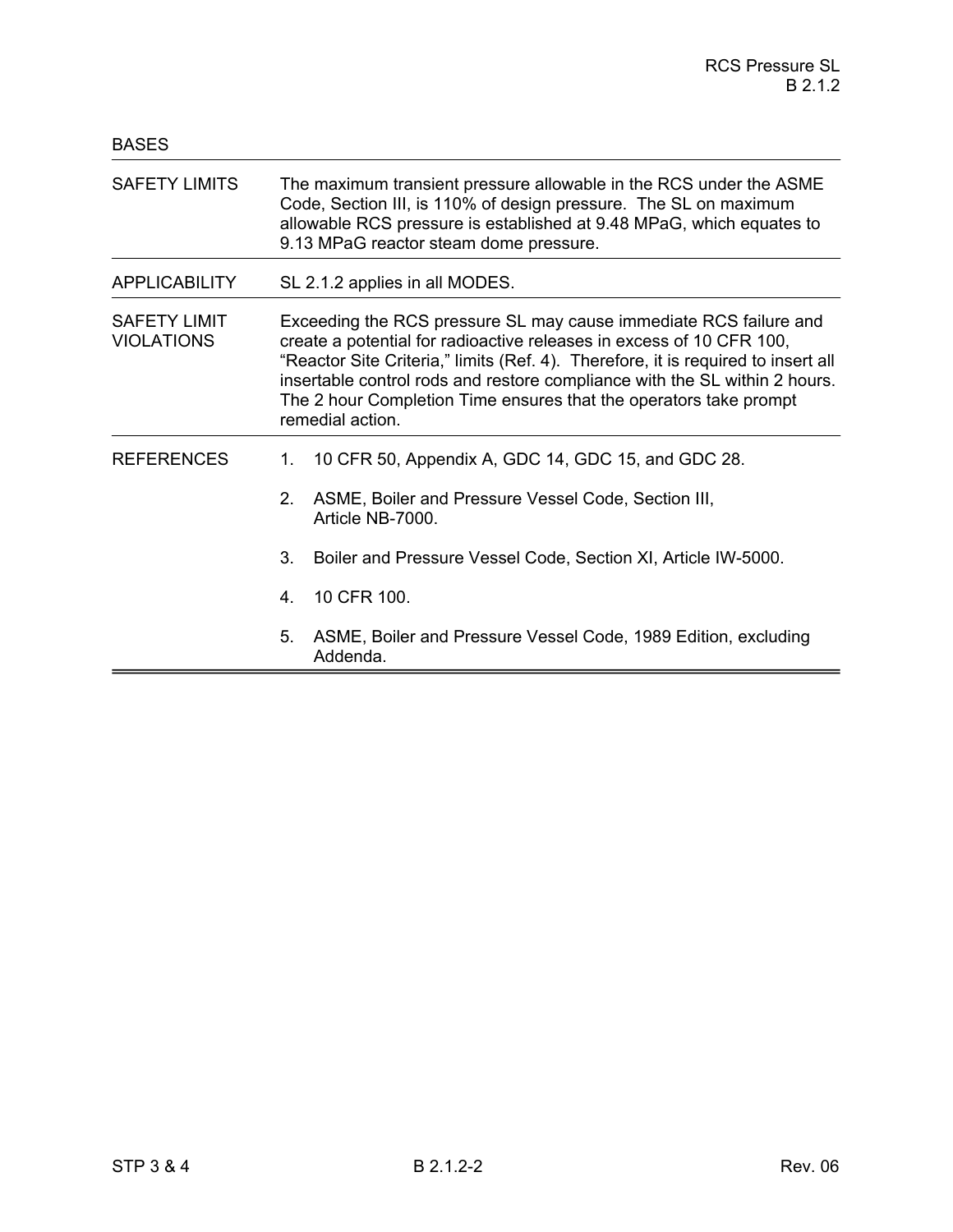BASES

| | |
|---|---|
| SAFETY LIMITS | The maximum transient pressure allowable in the RCS under the ASME Code, Section III, is 110% of design pressure. The SL on maximum allowable RCS pressure is established at 9.48 MPaG, which equates to 9.13 MPaG reactor steam dome pressure. |
| APPLICABILITY | SL 2.1.2 applies in all MODES. |
| SAFETY LIMIT VIOLATIONS | Exceeding the RCS pressure SL may cause immediate RCS failure and create a potential for radioactive releases in excess of 10 CFR 100, "Reactor Site Criteria," limits (Ref. 4). Therefore, it is required to insert all insertable control rods and restore compliance with the SL within 2 hours. The 2 hour Completion Time ensures that the operators take prompt remedial action. |

REFERENCES

1. 10 CFR 50, Appendix A, GDC 14, GDC 15, and GDC 28.
2. ASME, Boiler and Pressure Vessel Code, Section III, Article NB-7000.
3. Boiler and Pressure Vessel Code, Section XI, Article IW-5000.
4. 10 CFR 100.
5. ASME, Boiler and Pressure Vessel Code, 1989 Edition, excluding Addenda.